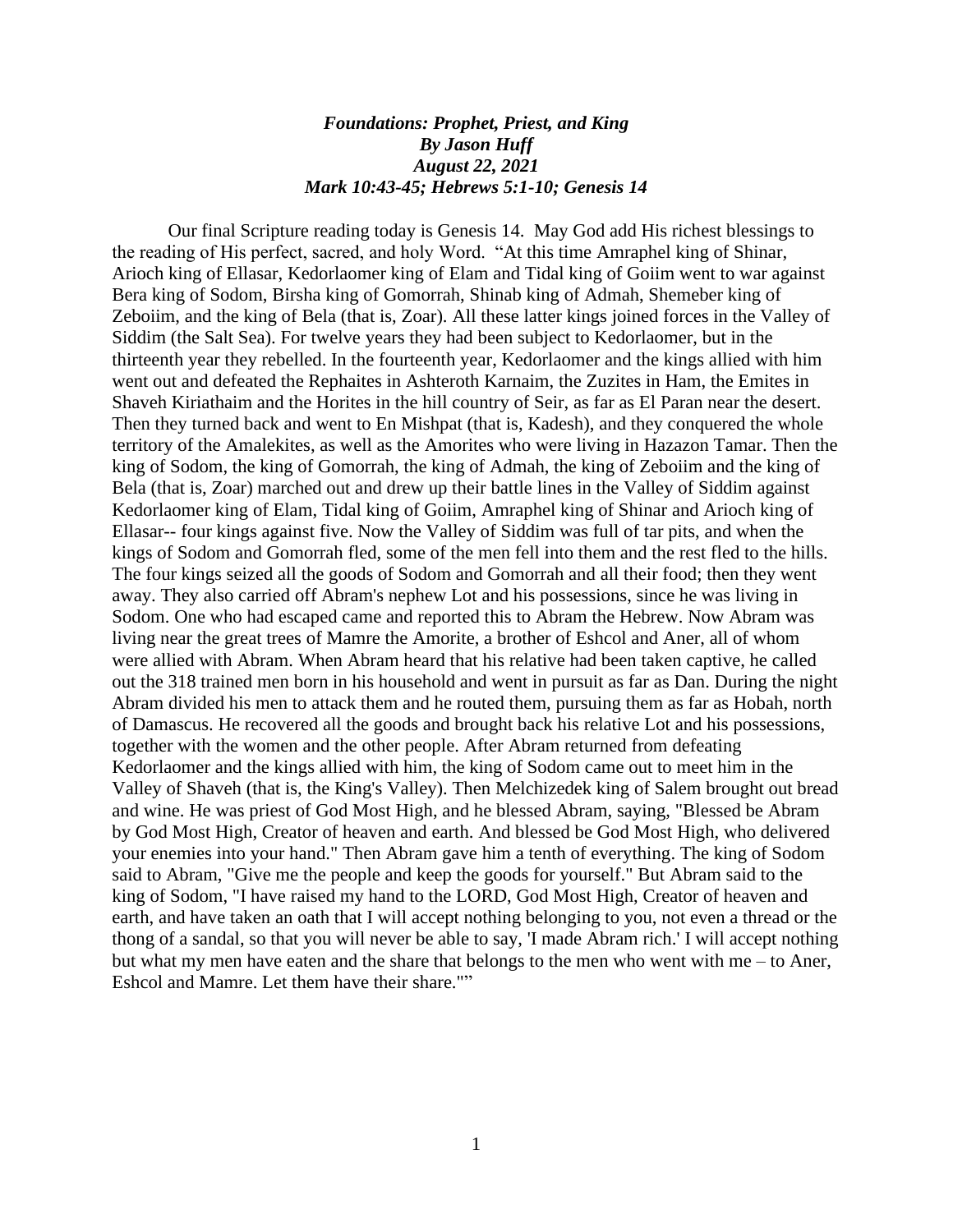***Foundations: Prophet, Priest, and King***
***By Jason Huff***
***August 22, 2021***
***Mark 10:43-45; Hebrews 5:1-10; Genesis 14***

Our final Scripture reading today is Genesis 14. May God add His richest blessings to the reading of His perfect, sacred, and holy Word. "At this time Amraphel king of Shinar, Arioch king of Ellasar, Kedorlaomer king of Elam and Tidal king of Goiim went to war against Bera king of Sodom, Birsha king of Gomorrah, Shinab king of Admah, Shemeber king of Zeboiim, and the king of Bela (that is, Zoar). All these latter kings joined forces in the Valley of Siddim (the Salt Sea). For twelve years they had been subject to Kedorlaomer, but in the thirteenth year they rebelled. In the fourteenth year, Kedorlaomer and the kings allied with him went out and defeated the Rephaites in Ashteroth Karnaim, the Zuzites in Ham, the Emites in Shaveh Kiriathaim and the Horites in the hill country of Seir, as far as El Paran near the desert. Then they turned back and went to En Mishpat (that is, Kadesh), and they conquered the whole territory of the Amalekites, as well as the Amorites who were living in Hazazon Tamar. Then the king of Sodom, the king of Gomorrah, the king of Admah, the king of Zeboiim and the king of Bela (that is, Zoar) marched out and drew up their battle lines in the Valley of Siddim against Kedorlaomer king of Elam, Tidal king of Goiim, Amraphel king of Shinar and Arioch king of Ellasar-- four kings against five. Now the Valley of Siddim was full of tar pits, and when the kings of Sodom and Gomorrah fled, some of the men fell into them and the rest fled to the hills. The four kings seized all the goods of Sodom and Gomorrah and all their food; then they went away. They also carried off Abram's nephew Lot and his possessions, since he was living in Sodom. One who had escaped came and reported this to Abram the Hebrew. Now Abram was living near the great trees of Mamre the Amorite, a brother of Eshcol and Aner, all of whom were allied with Abram. When Abram heard that his relative had been taken captive, he called out the 318 trained men born in his household and went in pursuit as far as Dan. During the night Abram divided his men to attack them and he routed them, pursuing them as far as Hobah, north of Damascus. He recovered all the goods and brought back his relative Lot and his possessions, together with the women and the other people. After Abram returned from defeating Kedorlaomer and the kings allied with him, the king of Sodom came out to meet him in the Valley of Shaveh (that is, the King's Valley). Then Melchizedek king of Salem brought out bread and wine. He was priest of God Most High, and he blessed Abram, saying, "Blessed be Abram by God Most High, Creator of heaven and earth. And blessed be God Most High, who delivered your enemies into your hand." Then Abram gave him a tenth of everything. The king of Sodom said to Abram, "Give me the people and keep the goods for yourself." But Abram said to the king of Sodom, "I have raised my hand to the LORD, God Most High, Creator of heaven and earth, and have taken an oath that I will accept nothing belonging to you, not even a thread or the thong of a sandal, so that you will never be able to say, 'I made Abram rich.' I will accept nothing but what my men have eaten and the share that belongs to the men who went with me – to Aner, Eshcol and Mamre. Let them have their share.""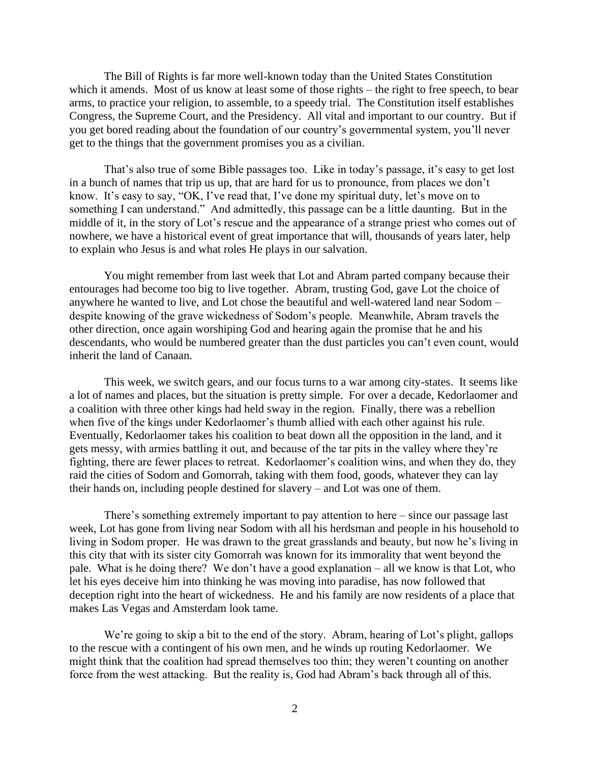The Bill of Rights is far more well-known today than the United States Constitution which it amends. Most of us know at least some of those rights – the right to free speech, to bear arms, to practice your religion, to assemble, to a speedy trial. The Constitution itself establishes Congress, the Supreme Court, and the Presidency. All vital and important to our country. But if you get bored reading about the foundation of our country's governmental system, you'll never get to the things that the government promises you as a civilian.

That's also true of some Bible passages too. Like in today's passage, it's easy to get lost in a bunch of names that trip us up, that are hard for us to pronounce, from places we don't know. It's easy to say, "OK, I've read that, I've done my spiritual duty, let's move on to something I can understand." And admittedly, this passage can be a little daunting. But in the middle of it, in the story of Lot's rescue and the appearance of a strange priest who comes out of nowhere, we have a historical event of great importance that will, thousands of years later, help to explain who Jesus is and what roles He plays in our salvation.

You might remember from last week that Lot and Abram parted company because their entourages had become too big to live together. Abram, trusting God, gave Lot the choice of anywhere he wanted to live, and Lot chose the beautiful and well-watered land near Sodom – despite knowing of the grave wickedness of Sodom's people. Meanwhile, Abram travels the other direction, once again worshiping God and hearing again the promise that he and his descendants, who would be numbered greater than the dust particles you can't even count, would inherit the land of Canaan.

This week, we switch gears, and our focus turns to a war among city-states. It seems like a lot of names and places, but the situation is pretty simple. For over a decade, Kedorlaomer and a coalition with three other kings had held sway in the region. Finally, there was a rebellion when five of the kings under Kedorlaomer's thumb allied with each other against his rule. Eventually, Kedorlaomer takes his coalition to beat down all the opposition in the land, and it gets messy, with armies battling it out, and because of the tar pits in the valley where they're fighting, there are fewer places to retreat. Kedorlaomer's coalition wins, and when they do, they raid the cities of Sodom and Gomorrah, taking with them food, goods, whatever they can lay their hands on, including people destined for slavery – and Lot was one of them.

There's something extremely important to pay attention to here – since our passage last week, Lot has gone from living near Sodom with all his herdsman and people in his household to living in Sodom proper. He was drawn to the great grasslands and beauty, but now he's living in this city that with its sister city Gomorrah was known for its immorality that went beyond the pale. What is he doing there? We don't have a good explanation – all we know is that Lot, who let his eyes deceive him into thinking he was moving into paradise, has now followed that deception right into the heart of wickedness. He and his family are now residents of a place that makes Las Vegas and Amsterdam look tame.

We're going to skip a bit to the end of the story. Abram, hearing of Lot's plight, gallops to the rescue with a contingent of his own men, and he winds up routing Kedorlaomer. We might think that the coalition had spread themselves too thin; they weren't counting on another force from the west attacking. But the reality is, God had Abram's back through all of this.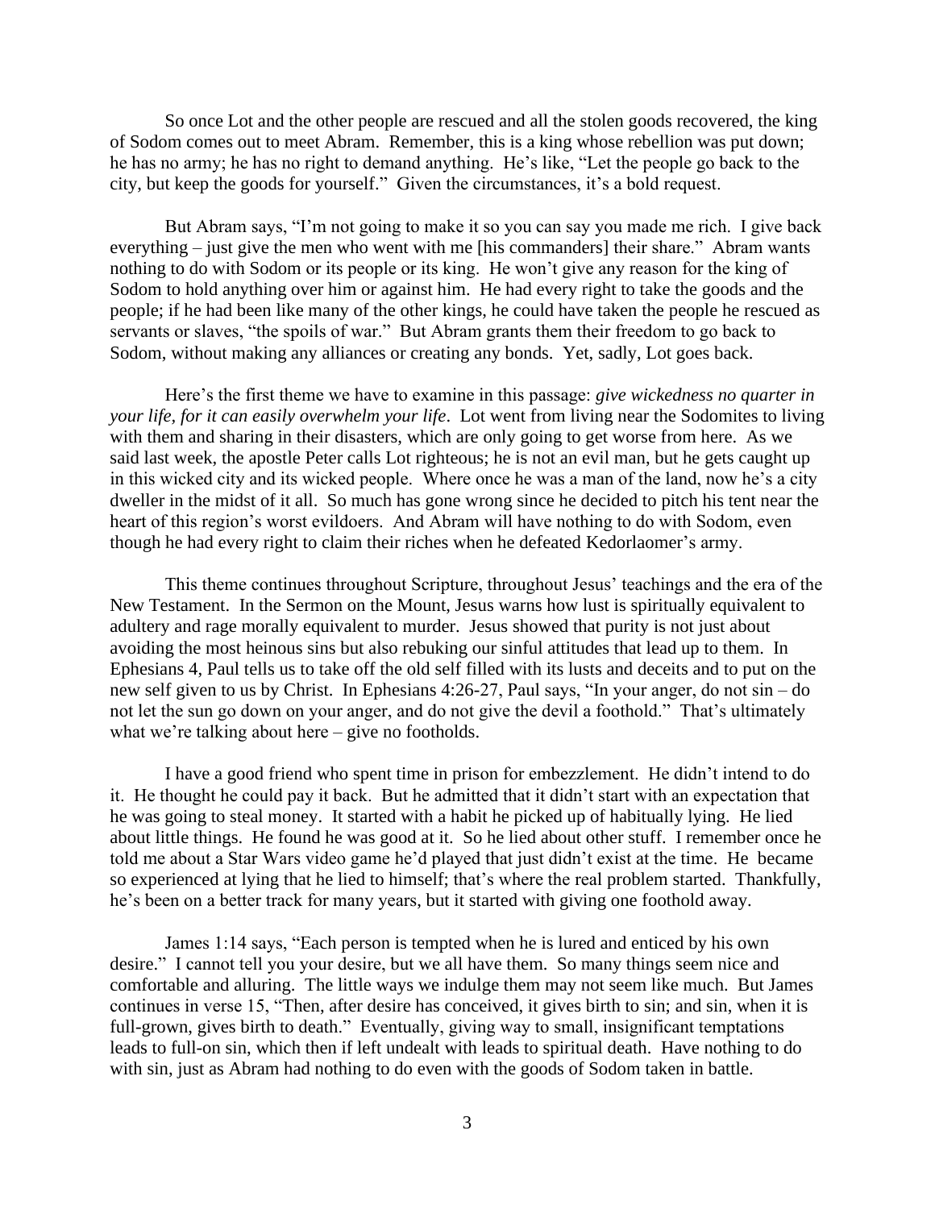So once Lot and the other people are rescued and all the stolen goods recovered, the king of Sodom comes out to meet Abram. Remember, this is a king whose rebellion was put down; he has no army; he has no right to demand anything. He's like, "Let the people go back to the city, but keep the goods for yourself." Given the circumstances, it's a bold request.

But Abram says, "I'm not going to make it so you can say you made me rich. I give back everything – just give the men who went with me [his commanders] their share." Abram wants nothing to do with Sodom or its people or its king. He won't give any reason for the king of Sodom to hold anything over him or against him. He had every right to take the goods and the people; if he had been like many of the other kings, he could have taken the people he rescued as servants or slaves, "the spoils of war." But Abram grants them their freedom to go back to Sodom, without making any alliances or creating any bonds. Yet, sadly, Lot goes back.

Here's the first theme we have to examine in this passage: *give wickedness no quarter in your life, for it can easily overwhelm your life*. Lot went from living near the Sodomites to living with them and sharing in their disasters, which are only going to get worse from here. As we said last week, the apostle Peter calls Lot righteous; he is not an evil man, but he gets caught up in this wicked city and its wicked people. Where once he was a man of the land, now he's a city dweller in the midst of it all. So much has gone wrong since he decided to pitch his tent near the heart of this region's worst evildoers. And Abram will have nothing to do with Sodom, even though he had every right to claim their riches when he defeated Kedorlaomer's army.

This theme continues throughout Scripture, throughout Jesus' teachings and the era of the New Testament. In the Sermon on the Mount, Jesus warns how lust is spiritually equivalent to adultery and rage morally equivalent to murder. Jesus showed that purity is not just about avoiding the most heinous sins but also rebuking our sinful attitudes that lead up to them. In Ephesians 4, Paul tells us to take off the old self filled with its lusts and deceits and to put on the new self given to us by Christ. In Ephesians 4:26-27, Paul says, "In your anger, do not sin – do not let the sun go down on your anger, and do not give the devil a foothold." That's ultimately what we're talking about here – give no footholds.

I have a good friend who spent time in prison for embezzlement. He didn't intend to do it. He thought he could pay it back. But he admitted that it didn't start with an expectation that he was going to steal money. It started with a habit he picked up of habitually lying. He lied about little things. He found he was good at it. So he lied about other stuff. I remember once he told me about a Star Wars video game he'd played that just didn't exist at the time. He became so experienced at lying that he lied to himself; that's where the real problem started. Thankfully, he's been on a better track for many years, but it started with giving one foothold away.

James 1:14 says, "Each person is tempted when he is lured and enticed by his own desire." I cannot tell you your desire, but we all have them. So many things seem nice and comfortable and alluring. The little ways we indulge them may not seem like much. But James continues in verse 15, "Then, after desire has conceived, it gives birth to sin; and sin, when it is full-grown, gives birth to death." Eventually, giving way to small, insignificant temptations leads to full-on sin, which then if left undealt with leads to spiritual death. Have nothing to do with sin, just as Abram had nothing to do even with the goods of Sodom taken in battle.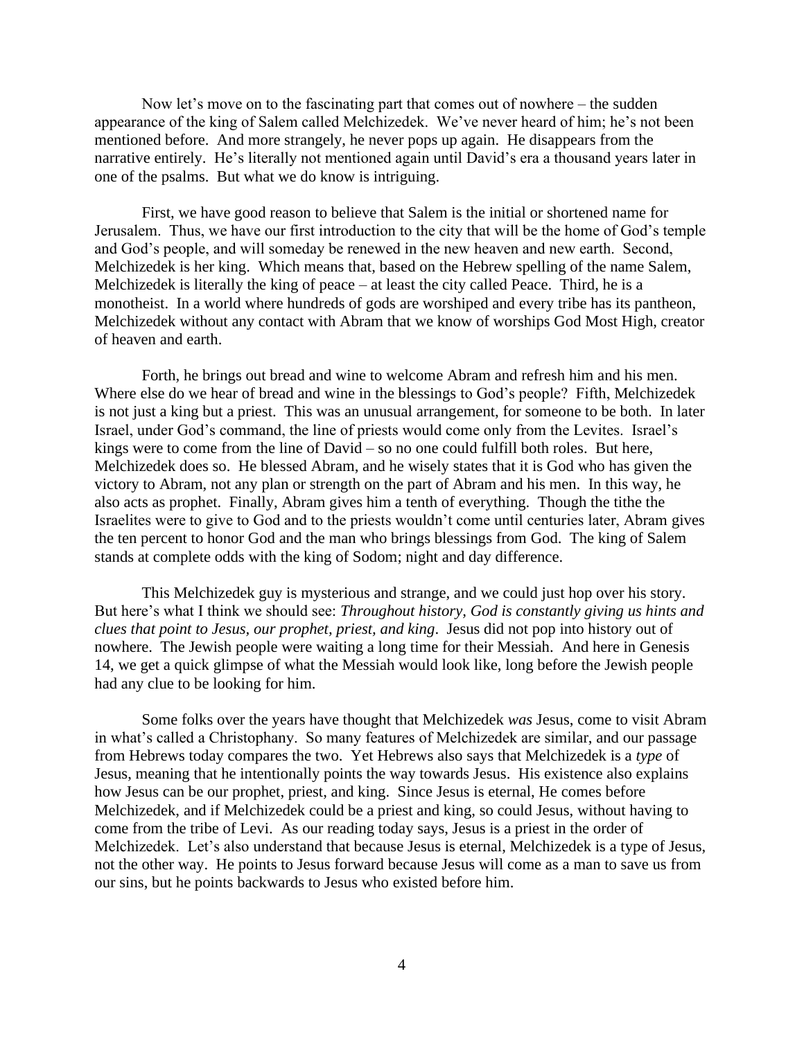Now let's move on to the fascinating part that comes out of nowhere – the sudden appearance of the king of Salem called Melchizedek. We've never heard of him; he's not been mentioned before. And more strangely, he never pops up again. He disappears from the narrative entirely. He's literally not mentioned again until David's era a thousand years later in one of the psalms. But what we do know is intriguing.

First, we have good reason to believe that Salem is the initial or shortened name for Jerusalem. Thus, we have our first introduction to the city that will be the home of God's temple and God's people, and will someday be renewed in the new heaven and new earth. Second, Melchizedek is her king. Which means that, based on the Hebrew spelling of the name Salem, Melchizedek is literally the king of peace – at least the city called Peace. Third, he is a monotheist. In a world where hundreds of gods are worshiped and every tribe has its pantheon, Melchizedek without any contact with Abram that we know of worships God Most High, creator of heaven and earth.

Forth, he brings out bread and wine to welcome Abram and refresh him and his men. Where else do we hear of bread and wine in the blessings to God's people? Fifth, Melchizedek is not just a king but a priest. This was an unusual arrangement, for someone to be both. In later Israel, under God's command, the line of priests would come only from the Levites. Israel's kings were to come from the line of David – so no one could fulfill both roles. But here, Melchizedek does so. He blessed Abram, and he wisely states that it is God who has given the victory to Abram, not any plan or strength on the part of Abram and his men. In this way, he also acts as prophet. Finally, Abram gives him a tenth of everything. Though the tithe the Israelites were to give to God and to the priests wouldn't come until centuries later, Abram gives the ten percent to honor God and the man who brings blessings from God. The king of Salem stands at complete odds with the king of Sodom; night and day difference.

This Melchizedek guy is mysterious and strange, and we could just hop over his story. But here's what I think we should see: *Throughout history, God is constantly giving us hints and clues that point to Jesus, our prophet, priest, and king*. Jesus did not pop into history out of nowhere. The Jewish people were waiting a long time for their Messiah. And here in Genesis 14, we get a quick glimpse of what the Messiah would look like, long before the Jewish people had any clue to be looking for him.

Some folks over the years have thought that Melchizedek *was* Jesus, come to visit Abram in what's called a Christophany. So many features of Melchizedek are similar, and our passage from Hebrews today compares the two. Yet Hebrews also says that Melchizedek is a *type* of Jesus, meaning that he intentionally points the way towards Jesus. His existence also explains how Jesus can be our prophet, priest, and king. Since Jesus is eternal, He comes before Melchizedek, and if Melchizedek could be a priest and king, so could Jesus, without having to come from the tribe of Levi. As our reading today says, Jesus is a priest in the order of Melchizedek. Let's also understand that because Jesus is eternal, Melchizedek is a type of Jesus, not the other way. He points to Jesus forward because Jesus will come as a man to save us from our sins, but he points backwards to Jesus who existed before him.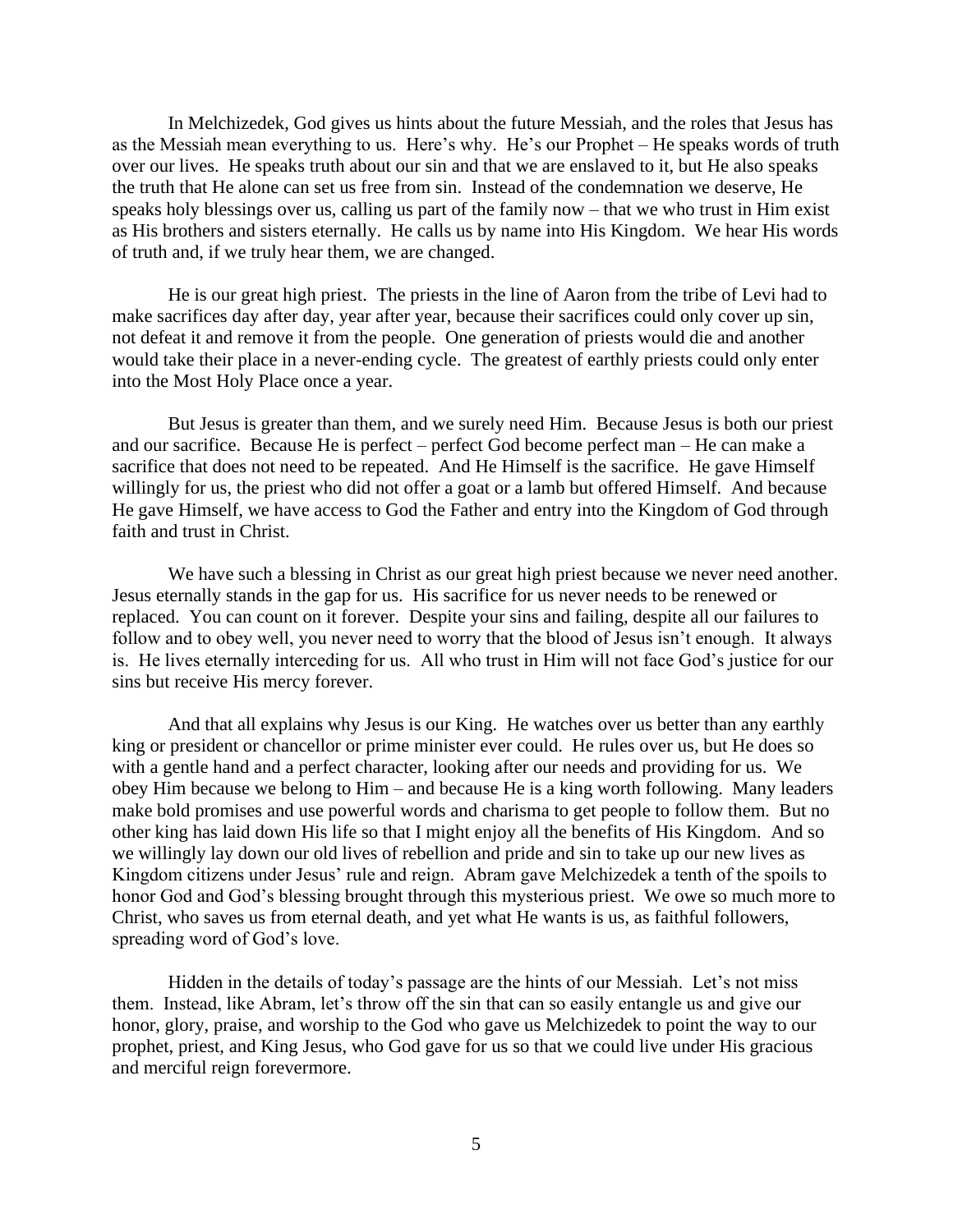In Melchizedek, God gives us hints about the future Messiah, and the roles that Jesus has as the Messiah mean everything to us. Here's why. He's our Prophet – He speaks words of truth over our lives. He speaks truth about our sin and that we are enslaved to it, but He also speaks the truth that He alone can set us free from sin. Instead of the condemnation we deserve, He speaks holy blessings over us, calling us part of the family now – that we who trust in Him exist as His brothers and sisters eternally. He calls us by name into His Kingdom. We hear His words of truth and, if we truly hear them, we are changed.

He is our great high priest. The priests in the line of Aaron from the tribe of Levi had to make sacrifices day after day, year after year, because their sacrifices could only cover up sin, not defeat it and remove it from the people. One generation of priests would die and another would take their place in a never-ending cycle. The greatest of earthly priests could only enter into the Most Holy Place once a year.

But Jesus is greater than them, and we surely need Him. Because Jesus is both our priest and our sacrifice. Because He is perfect – perfect God become perfect man – He can make a sacrifice that does not need to be repeated. And He Himself is the sacrifice. He gave Himself willingly for us, the priest who did not offer a goat or a lamb but offered Himself. And because He gave Himself, we have access to God the Father and entry into the Kingdom of God through faith and trust in Christ.

We have such a blessing in Christ as our great high priest because we never need another. Jesus eternally stands in the gap for us. His sacrifice for us never needs to be renewed or replaced. You can count on it forever. Despite your sins and failing, despite all our failures to follow and to obey well, you never need to worry that the blood of Jesus isn't enough. It always is. He lives eternally interceding for us. All who trust in Him will not face God's justice for our sins but receive His mercy forever.

And that all explains why Jesus is our King. He watches over us better than any earthly king or president or chancellor or prime minister ever could. He rules over us, but He does so with a gentle hand and a perfect character, looking after our needs and providing for us. We obey Him because we belong to Him – and because He is a king worth following. Many leaders make bold promises and use powerful words and charisma to get people to follow them. But no other king has laid down His life so that I might enjoy all the benefits of His Kingdom. And so we willingly lay down our old lives of rebellion and pride and sin to take up our new lives as Kingdom citizens under Jesus' rule and reign. Abram gave Melchizedek a tenth of the spoils to honor God and God's blessing brought through this mysterious priest. We owe so much more to Christ, who saves us from eternal death, and yet what He wants is us, as faithful followers, spreading word of God's love.

Hidden in the details of today's passage are the hints of our Messiah. Let's not miss them. Instead, like Abram, let's throw off the sin that can so easily entangle us and give our honor, glory, praise, and worship to the God who gave us Melchizedek to point the way to our prophet, priest, and King Jesus, who God gave for us so that we could live under His gracious and merciful reign forevermore.